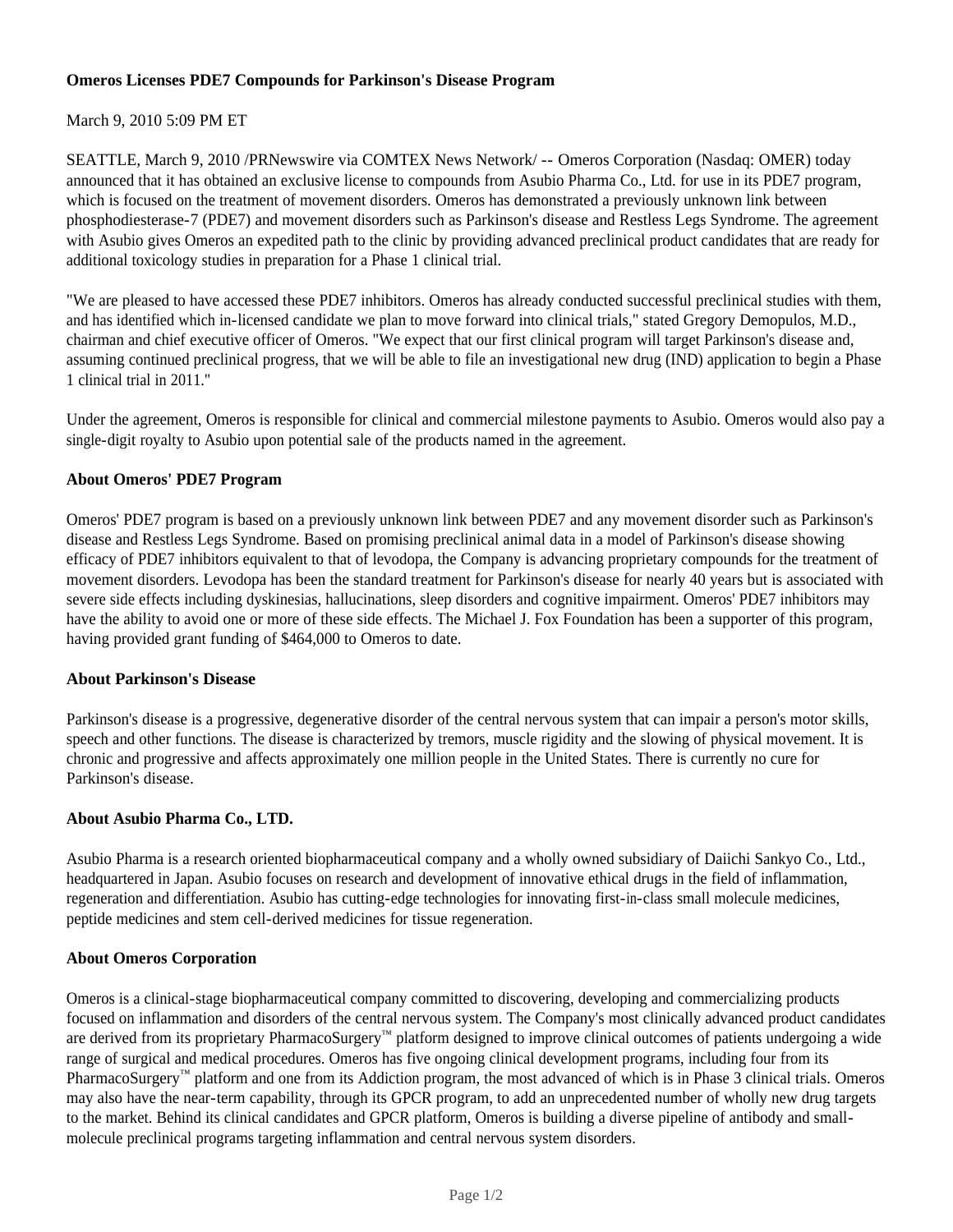# Omeros Licenses PDE7 Compounds for Parkinson's Disease Program

March 9, 2010 5:09 PM ET

SEATTLE, March 9, 2010 /PRNewswire via COMTEX News Network/ -- Omeros Corporation (Nasdaq: OMER) today announced that it has obtained an exclusive license to compounds from Asubio Pharma Co., Ltd. for use in its PDE7 program, which is focused on the treatment of movement disorders. Omeros has demonstrated a previously unknown link between phosphodiesterase-7 (PDE7) and movement disorders such as Parkinson's disease and Restless Legs Syndrome. The agreement with Asubio gives Omeros an expedited path to the clinic by providing advanced preclinical product candidates that are ready for additional toxicology studies in preparation for a Phase 1 clinical trial.

"We are pleased to have accessed these PDE7 inhibitors. Omeros has already conducted successful preclinical studies with them, and has identified which in-licensed candidate we plan to move forward into clinical trials," stated Gregory Demopulos, M.D., chairman and chief executive officer of Omeros. "We expect that our first clinical program will target Parkinson's disease and, assuming continued preclinical progress, that we will be able to file an investigational new drug (IND) application to begin a Phase 1 clinical trial in 2011."

Under the agreement, Omeros is responsible for clinical and commercial milestone payments to Asubio. Omeros would also pay a single-digit royalty to Asubio upon potential sale of the products named in the agreement.

## About Omeros' PDE7 Program

Omeros' PDE7 program is based on a previously unknown link between PDE7 and any movement disorder such as Parkinson's disease and Restless Legs Syndrome. Based on promising preclinical animal data in a model of Parkinson's disease showing efficacy of PDE7 inhibitors equivalent to that of levodopa, the Company is advancing proprietary compounds for the treatment of movement disorders. Levodopa has been the standard treatment for Parkinson's disease for nearly 40 years but is associated with severe side effects including dyskinesias, hallucinations, sleep disorders and cognitive impairment. Omeros' PDE7 inhibitors may have the ability to avoid one or more of these side effects. The Michael J. Fox Foundation has been a supporter of this program, having provided grant funding of $464,000 to Omeros to date.

## About Parkinson's Disease

Parkinson's disease is a progressive, degenerative disorder of the central nervous system that can impair a person's motor skills, speech and other functions. The disease is characterized by tremors, muscle rigidity and the slowing of physical movement. It is chronic and progressive and affects approximately one million people in the United States. There is currently no cure for Parkinson's disease.

## About Asubio Pharma Co., LTD.

Asubio Pharma is a research oriented biopharmaceutical company and a wholly owned subsidiary of Daiichi Sankyo Co., Ltd., headquartered in Japan. Asubio focuses on research and development of innovative ethical drugs in the field of inflammation, regeneration and differentiation. Asubio has cutting-edge technologies for innovating first-in-class small molecule medicines, peptide medicines and stem cell-derived medicines for tissue regeneration.

## About Omeros Corporation

Omeros is a clinical-stage biopharmaceutical company committed to discovering, developing and commercializing products focused on inflammation and disorders of the central nervous system. The Company's most clinically advanced product candidates are derived from its proprietary PharmacoSurgery™ platform designed to improve clinical outcomes of patients undergoing a wide range of surgical and medical procedures. Omeros has five ongoing clinical development programs, including four from its PharmacoSurgery™ platform and one from its Addiction program, the most advanced of which is in Phase 3 clinical trials. Omeros may also have the near-term capability, through its GPCR program, to add an unprecedented number of wholly new drug targets to the market. Behind its clinical candidates and GPCR platform, Omeros is building a diverse pipeline of antibody and small-molecule preclinical programs targeting inflammation and central nervous system disorders.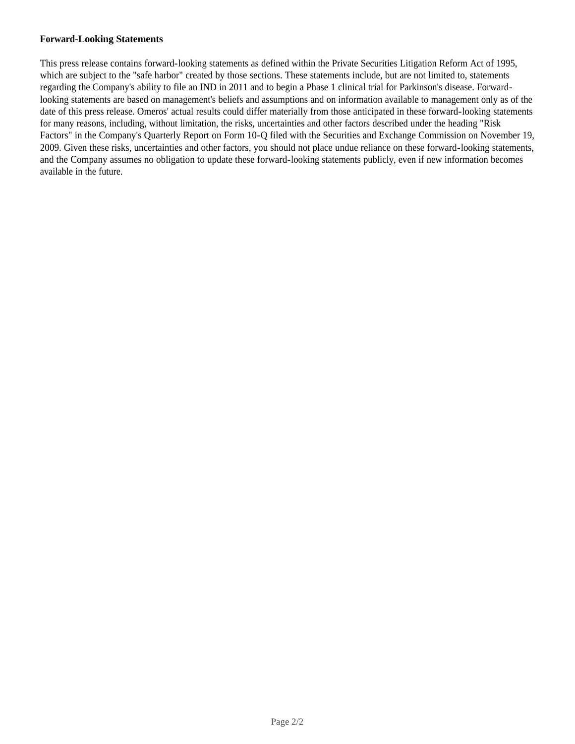**Forward-Looking Statements**

This press release contains forward-looking statements as defined within the Private Securities Litigation Reform Act of 1995, which are subject to the "safe harbor" created by those sections. These statements include, but are not limited to, statements regarding the Company's ability to file an IND in 2011 and to begin a Phase 1 clinical trial for Parkinson's disease. Forward-looking statements are based on management's beliefs and assumptions and on information available to management only as of the date of this press release. Omeros' actual results could differ materially from those anticipated in these forward-looking statements for many reasons, including, without limitation, the risks, uncertainties and other factors described under the heading "Risk Factors" in the Company's Quarterly Report on Form 10-Q filed with the Securities and Exchange Commission on November 19, 2009. Given these risks, uncertainties and other factors, you should not place undue reliance on these forward-looking statements, and the Company assumes no obligation to update these forward-looking statements publicly, even if new information becomes available in the future.